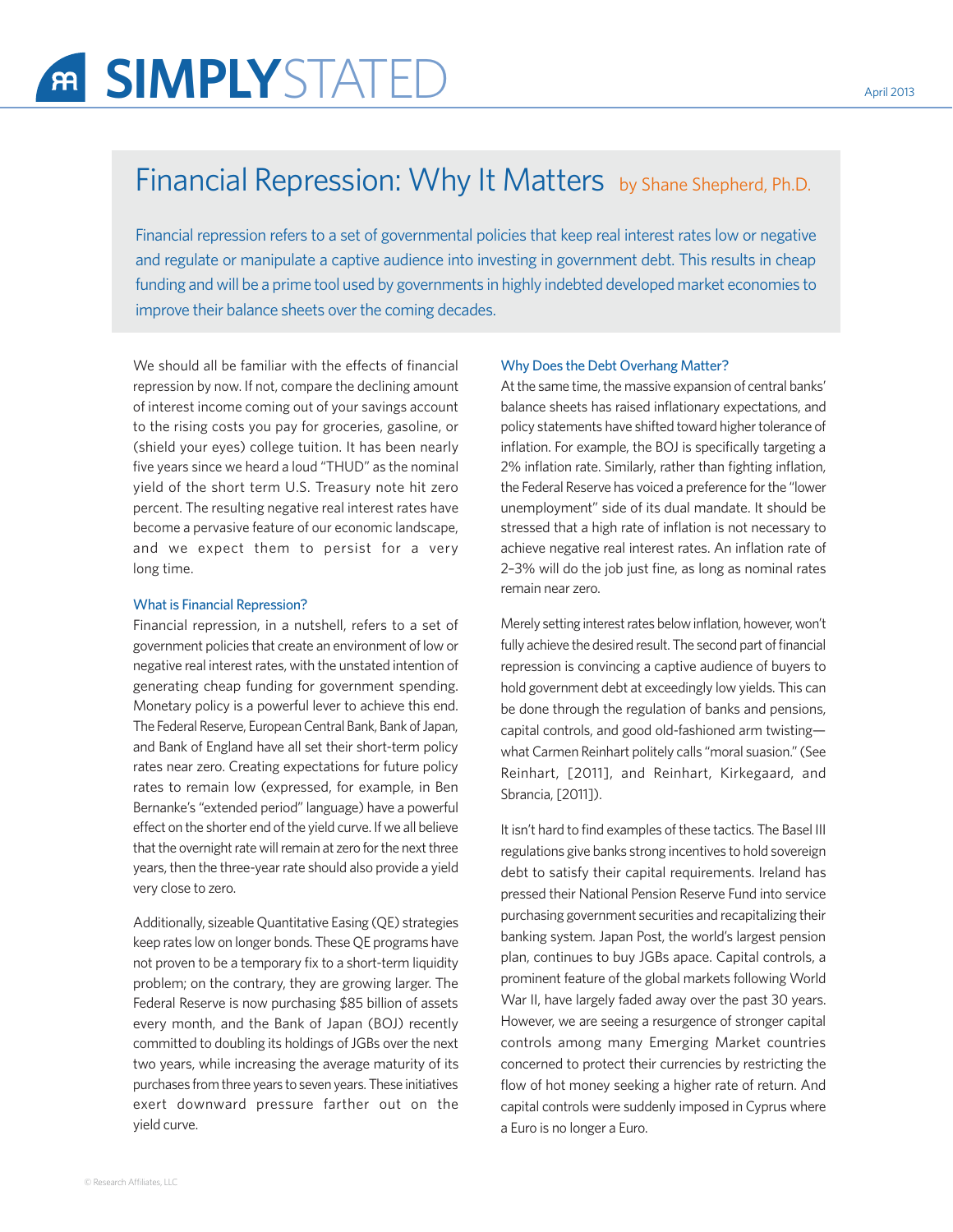# SIMPLYSTATED

April 2013

## Financial Repression: Why It Matters by Shane Shepherd, Ph.D.

Financial repression refers to a set of governmental policies that keep real interest rates low or negative and regulate or manipulate a captive audience into investing in government debt. This results in cheap funding and will be a prime tool used by governments in highly indebted developed market economies to improve their balance sheets over the coming decades.

We should all be familiar with the effects of financial repression by now. If not, compare the declining amount of interest income coming out of your savings account to the rising costs you pay for groceries, gasoline, or (shield your eyes) college tuition. It has been nearly five years since we heard a loud "THUD" as the nominal yield of the short term U.S. Treasury note hit zero percent. The resulting negative real interest rates have become a pervasive feature of our economic landscape, and we expect them to persist for a very long time.

### What is Financial Repression?

Financial repression, in a nutshell, refers to a set of government policies that create an environment of low or negative real interest rates, with the unstated intention of generating cheap funding for government spending. Monetary policy is a powerful lever to achieve this end. The Federal Reserve, European Central Bank, Bank of Japan, and Bank of England have all set their short-term policy rates near zero. Creating expectations for future policy rates to remain low (expressed, for example, in Ben Bernanke's "extended period" language) have a powerful effect on the shorter end of the yield curve. If we all believe that the overnight rate will remain at zero for the next three years, then the three-year rate should also provide a yield very close to zero.

Additionally, sizeable Quantitative Easing (QE) strategies keep rates low on longer bonds. These QE programs have not proven to be a temporary fix to a short-term liquidity problem; on the contrary, they are growing larger. The Federal Reserve is now purchasing $85 billion of assets every month, and the Bank of Japan (BOJ) recently committed to doubling its holdings of JGBs over the next two years, while increasing the average maturity of its purchases from three years to seven years. These initiatives exert downward pressure farther out on the yield curve.

### Why Does the Debt Overhang Matter?

At the same time, the massive expansion of central banks' balance sheets has raised inflationary expectations, and policy statements have shifted toward higher tolerance of inflation. For example, the BOJ is specifically targeting a 2% inflation rate. Similarly, rather than fighting inflation, the Federal Reserve has voiced a preference for the "lower unemployment" side of its dual mandate. It should be stressed that a high rate of inflation is not necessary to achieve negative real interest rates. An inflation rate of 2–3% will do the job just fine, as long as nominal rates remain near zero.

Merely setting interest rates below inflation, however, won't fully achieve the desired result. The second part of financial repression is convincing a captive audience of buyers to hold government debt at exceedingly low yields. This can be done through the regulation of banks and pensions, capital controls, and good old-fashioned arm twisting—what Carmen Reinhart politely calls "moral suasion." (See Reinhart, [2011], and Reinhart, Kirkegaard, and Sbrancia, [2011]).

It isn't hard to find examples of these tactics. The Basel III regulations give banks strong incentives to hold sovereign debt to satisfy their capital requirements. Ireland has pressed their National Pension Reserve Fund into service purchasing government securities and recapitalizing their banking system. Japan Post, the world's largest pension plan, continues to buy JGBs apace. Capital controls, a prominent feature of the global markets following World War II, have largely faded away over the past 30 years. However, we are seeing a resurgence of stronger capital controls among many Emerging Market countries concerned to protect their currencies by restricting the flow of hot money seeking a higher rate of return. And capital controls were suddenly imposed in Cyprus where a Euro is no longer a Euro.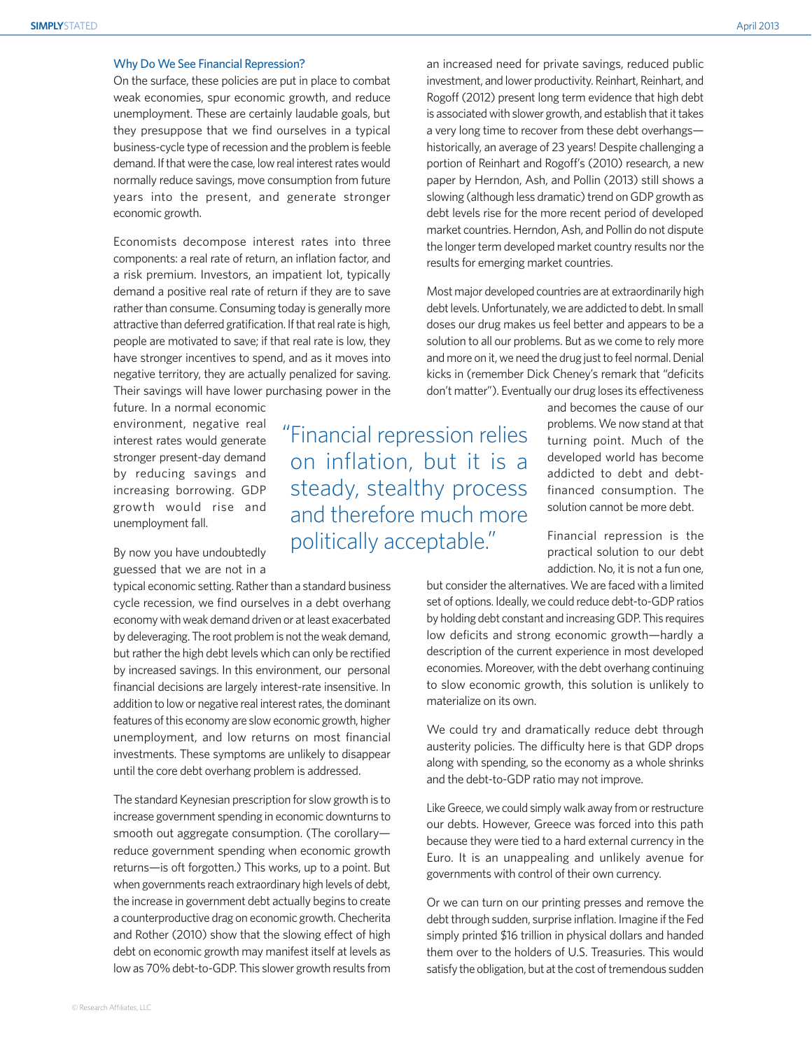### Why Do We See Financial Repression?

On the surface, these policies are put in place to combat weak economies, spur economic growth, and reduce unemployment. These are certainly laudable goals, but they presuppose that we find ourselves in a typical business-cycle type of recession and the problem is feeble demand. If that were the case, low real interest rates would normally reduce savings, move consumption from future years into the present, and generate stronger economic growth.

Economists decompose interest rates into three components: a real rate of return, an inflation factor, and a risk premium. Investors, an impatient lot, typically demand a positive real rate of return if they are to save rather than consume. Consuming today is generally more attractive than deferred gratification. If that real rate is high, people are motivated to save; if that real rate is low, they have stronger incentives to spend, and as it moves into negative territory, they are actually penalized for saving. Their savings will have lower purchasing power in the future. In a normal economic environment, negative real interest rates would generate stronger present-day demand by reducing savings and increasing borrowing. GDP growth would rise and unemployment fall.

By now you have undoubtedly guessed that we are not in a typical economic setting. Rather than a standard business cycle recession, we find ourselves in a debt overhang economy with weak demand driven or at least exacerbated by deleveraging. The root problem is not the weak demand, but rather the high debt levels which can only be rectified by increased savings. In this environment, our personal financial decisions are largely interest-rate insensitive. In addition to low or negative real interest rates, the dominant features of this economy are slow economic growth, higher unemployment, and low returns on most financial investments. These symptoms are unlikely to disappear until the core debt overhang problem is addressed.

The standard Keynesian prescription for slow growth is to increase government spending in economic downturns to smooth out aggregate consumption. (The corollary—reduce government spending when economic growth returns—is oft forgotten.) This works, up to a point. But when governments reach extraordinary high levels of debt, the increase in government debt actually begins to create a counterproductive drag on economic growth. Checherita and Rother (2010) show that the slowing effect of high debt on economic growth may manifest itself at levels as low as 70% debt-to-GDP. This slower growth results from an increased need for private savings, reduced public investment, and lower productivity. Reinhart, Reinhart, and Rogoff (2012) present long term evidence that high debt is associated with slower growth, and establish that it takes a very long time to recover from these debt overhangs—historically, an average of 23 years! Despite challenging a portion of Reinhart and Rogoff's (2010) research, a new paper by Herndon, Ash, and Pollin (2013) still shows a slowing (although less dramatic) trend on GDP growth as debt levels rise for the more recent period of developed market countries. Herndon, Ash, and Pollin do not dispute the longer term developed market country results nor the results for emerging market countries.

Most major developed countries are at extraordinarily high debt levels. Unfortunately, we are addicted to debt. In small doses our drug makes us feel better and appears to be a solution to all our problems. But as we come to rely more and more on it, we need the drug just to feel normal. Denial kicks in (remember Dick Cheney's remark that "deficits don't matter"). Eventually our drug loses its effectiveness and becomes the cause of our problems. We now stand at that turning point. Much of the developed world has become addicted to debt and debt-financed consumption. The solution cannot be more debt.

> "Financial repression relies on inflation, but it is a steady, stealthy process and therefore much more politically acceptable."

Financial repression is the practical solution to our debt addiction. No, it is not a fun one, but consider the alternatives. We are faced with a limited set of options. Ideally, we could reduce debt-to-GDP ratios by holding debt constant and increasing GDP. This requires low deficits and strong economic growth—hardly a description of the current experience in most developed economies. Moreover, with the debt overhang continuing to slow economic growth, this solution is unlikely to materialize on its own.

We could try and dramatically reduce debt through austerity policies. The difficulty here is that GDP drops along with spending, so the economy as a whole shrinks and the debt-to-GDP ratio may not improve.

Like Greece, we could simply walk away from or restructure our debts. However, Greece was forced into this path because they were tied to a hard external currency in the Euro. It is an unappealing and unlikely avenue for governments with control of their own currency.

Or we can turn on our printing presses and remove the debt through sudden, surprise inflation. Imagine if the Fed simply printed $16 trillion in physical dollars and handed them over to the holders of U.S. Treasuries. This would satisfy the obligation, but at the cost of tremendous sudden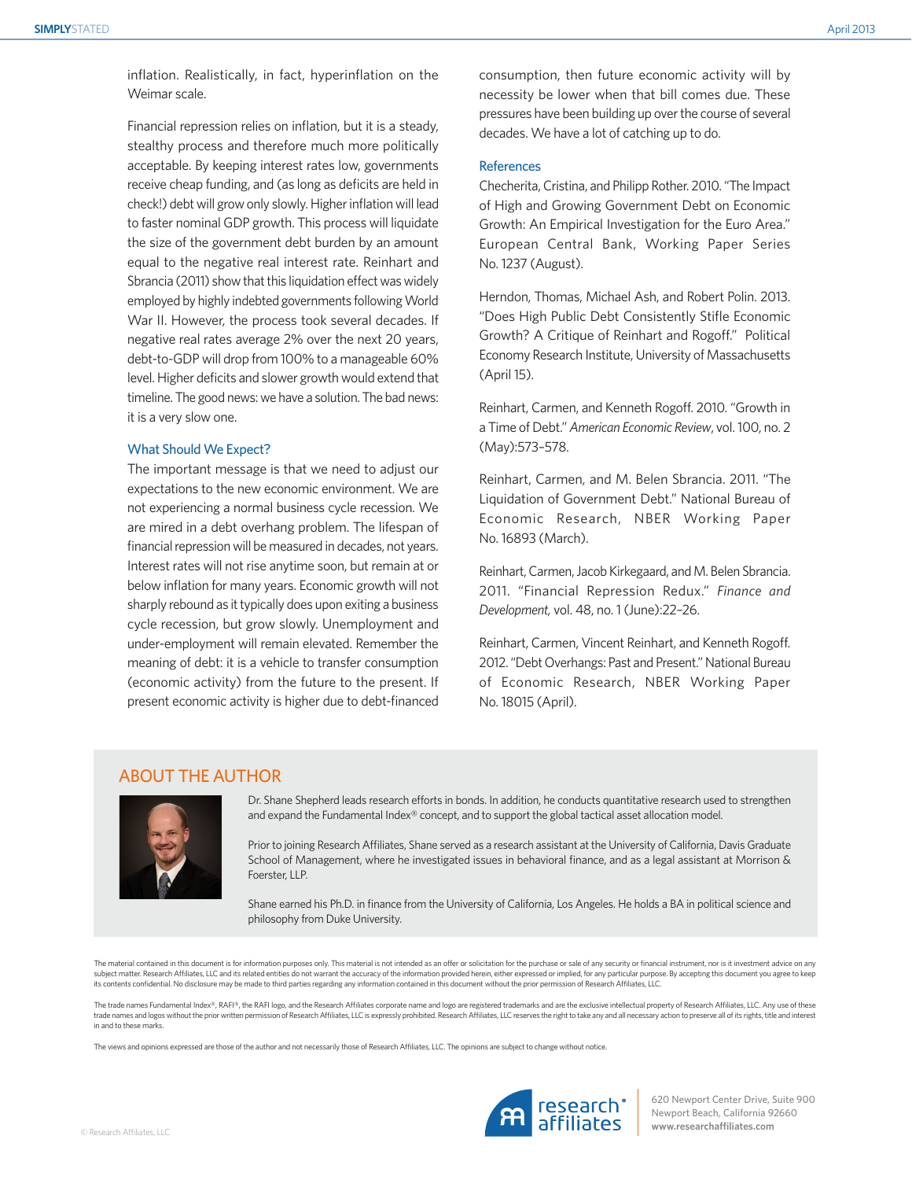inflation. Realistically, in fact, hyperinflation on the Weimar scale.

Financial repression relies on inflation, but it is a steady, stealthy process and therefore much more politically acceptable. By keeping interest rates low, governments receive cheap funding, and (as long as deficits are held in check!) debt will grow only slowly. Higher inflation will lead to faster nominal GDP growth. This process will liquidate the size of the government debt burden by an amount equal to the negative real interest rate. Reinhart and Sbrancia (2011) show that this liquidation effect was widely employed by highly indebted governments following World War II. However, the process took several decades. If negative real rates average 2% over the next 20 years, debt-to-GDP will drop from 100% to a manageable 60% level. Higher deficits and slower growth would extend that timeline. The good news: we have a solution. The bad news: it is a very slow one.

### What Should We Expect?

The important message is that we need to adjust our expectations to the new economic environment. We are not experiencing a normal business cycle recession. We are mired in a debt overhang problem. The lifespan of financial repression will be measured in decades, not years. Interest rates will not rise anytime soon, but remain at or below inflation for many years. Economic growth will not sharply rebound as it typically does upon exiting a business cycle recession, but grow slowly. Unemployment and under-employment will remain elevated. Remember the meaning of debt: it is a vehicle to transfer consumption (economic activity) from the future to the present. If present economic activity is higher due to debt-financed consumption, then future economic activity will by necessity be lower when that bill comes due. These pressures have been building up over the course of several decades. We have a lot of catching up to do.

### References

Checherita, Cristina, and Philipp Rother. 2010. "The Impact of High and Growing Government Debt on Economic Growth: An Empirical Investigation for the Euro Area." European Central Bank, Working Paper Series No. 1237 (August).

Herndon, Thomas, Michael Ash, and Robert Polin. 2013. "Does High Public Debt Consistently Stifle Economic Growth? A Critique of Reinhart and Rogoff." Political Economy Research Institute, University of Massachusetts (April 15).

Reinhart, Carmen, and Kenneth Rogoff. 2010. "Growth in a Time of Debt." *American Economic Review*, vol. 100, no. 2 (May):573–578.

Reinhart, Carmen, and M. Belen Sbrancia. 2011. "The Liquidation of Government Debt." National Bureau of Economic Research, NBER Working Paper No. 16893 (March).

Reinhart, Carmen, Jacob Kirkegaard, and M. Belen Sbrancia. 2011. "Financial Repression Redux." *Finance and Development*, vol. 48, no. 1 (June):22–26.

Reinhart, Carmen, Vincent Reinhart, and Kenneth Rogoff. 2012. "Debt Overhangs: Past and Present." National Bureau of Economic Research, NBER Working Paper No. 18015 (April).

## ABOUT THE AUTHOR

Dr. Shane Shepherd leads research efforts in bonds. In addition, he conducts quantitative research used to strengthen and expand the Fundamental Index® concept, and to support the global tactical asset allocation model.

Prior to joining Research Affiliates, Shane served as a research assistant at the University of California, Davis Graduate School of Management, where he investigated issues in behavioral finance, and as a legal assistant at Morrison & Foerster, LLP.

Shane earned his Ph.D. in finance from the University of California, Los Angeles. He holds a BA in political science and philosophy from Duke University.

The material contained in this document is for information purposes only. This material is not intended as an offer or solicitation for the purchase or sale of any security or financial instrument, nor is it investment advice on any subject matter. Research Affiliates, LLC and its related entities do not warrant the accuracy of the information provided herein, either expressed or implied, for any particular purpose. By accepting this document you agree to keep its contents confidential. No disclosure may be made to third parties regarding any information contained in this document without the prior permission of Research Affiliates, LLC.

The trade names Fundamental Index®, RAFI®, the RAFI logo, and the Research Affiliates corporate name and logo are registered trademarks and are the exclusive intellectual property of Research Affiliates, LLC. Any use of these trade names and logos without the prior written permission of Research Affiliates, LLC is expressly prohibited. Research Affiliates, LLC reserves the right to take any and all necessary action to preserve all of its rights, title and interest in and to these marks.

The views and opinions expressed are those of the author and not necessarily those of Research Affiliates, LLC. The opinions are subject to change without notice.

research affiliates

620 Newport Center Drive, Suite 900
Newport Beach, California 92660
www.researchaffiliates.com

© Research Affiliates, LLC